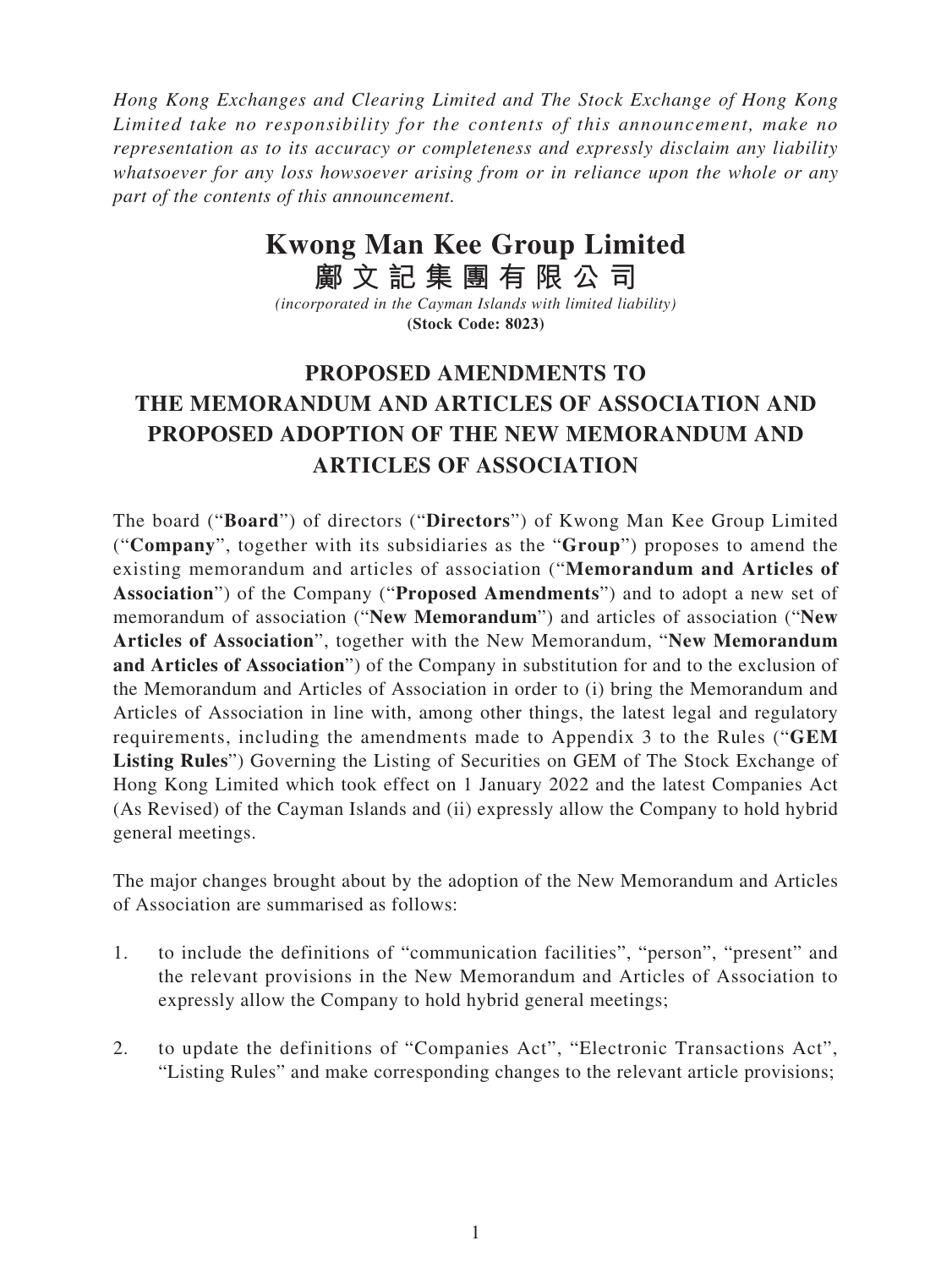*Hong Kong Exchanges and Clearing Limited and The Stock Exchange of Hong Kong Limited take no responsibility for the contents of this announcement, make no representation as to its accuracy or completeness and expressly disclaim any liability whatsoever for any loss howsoever arising from or in reliance upon the whole or any part of the contents of this announcement.*

# Kwong Man Kee Group Limited
# 鄺文記集團有限公司

*(incorporated in the Cayman Islands with limited liability)*
**(Stock Code: 8023)**

## PROPOSED AMENDMENTS TO THE MEMORANDUM AND ARTICLES OF ASSOCIATION AND PROPOSED ADOPTION OF THE NEW MEMORANDUM AND ARTICLES OF ASSOCIATION

The board ("**Board**") of directors ("**Directors**") of Kwong Man Kee Group Limited ("**Company**", together with its subsidiaries as the "**Group**") proposes to amend the existing memorandum and articles of association ("**Memorandum and Articles of Association**") of the Company ("**Proposed Amendments**") and to adopt a new set of memorandum of association ("**New Memorandum**") and articles of association ("**New Articles of Association**", together with the New Memorandum, "**New Memorandum and Articles of Association**") of the Company in substitution for and to the exclusion of the Memorandum and Articles of Association in order to (i) bring the Memorandum and Articles of Association in line with, among other things, the latest legal and regulatory requirements, including the amendments made to Appendix 3 to the Rules ("**GEM Listing Rules**") Governing the Listing of Securities on GEM of The Stock Exchange of Hong Kong Limited which took effect on 1 January 2022 and the latest Companies Act (As Revised) of the Cayman Islands and (ii) expressly allow the Company to hold hybrid general meetings.

The major changes brought about by the adoption of the New Memorandum and Articles of Association are summarised as follows:

1. to include the definitions of "communication facilities", "person", "present" and the relevant provisions in the New Memorandum and Articles of Association to expressly allow the Company to hold hybrid general meetings;

2. to update the definitions of "Companies Act", "Electronic Transactions Act", "Listing Rules" and make corresponding changes to the relevant article provisions;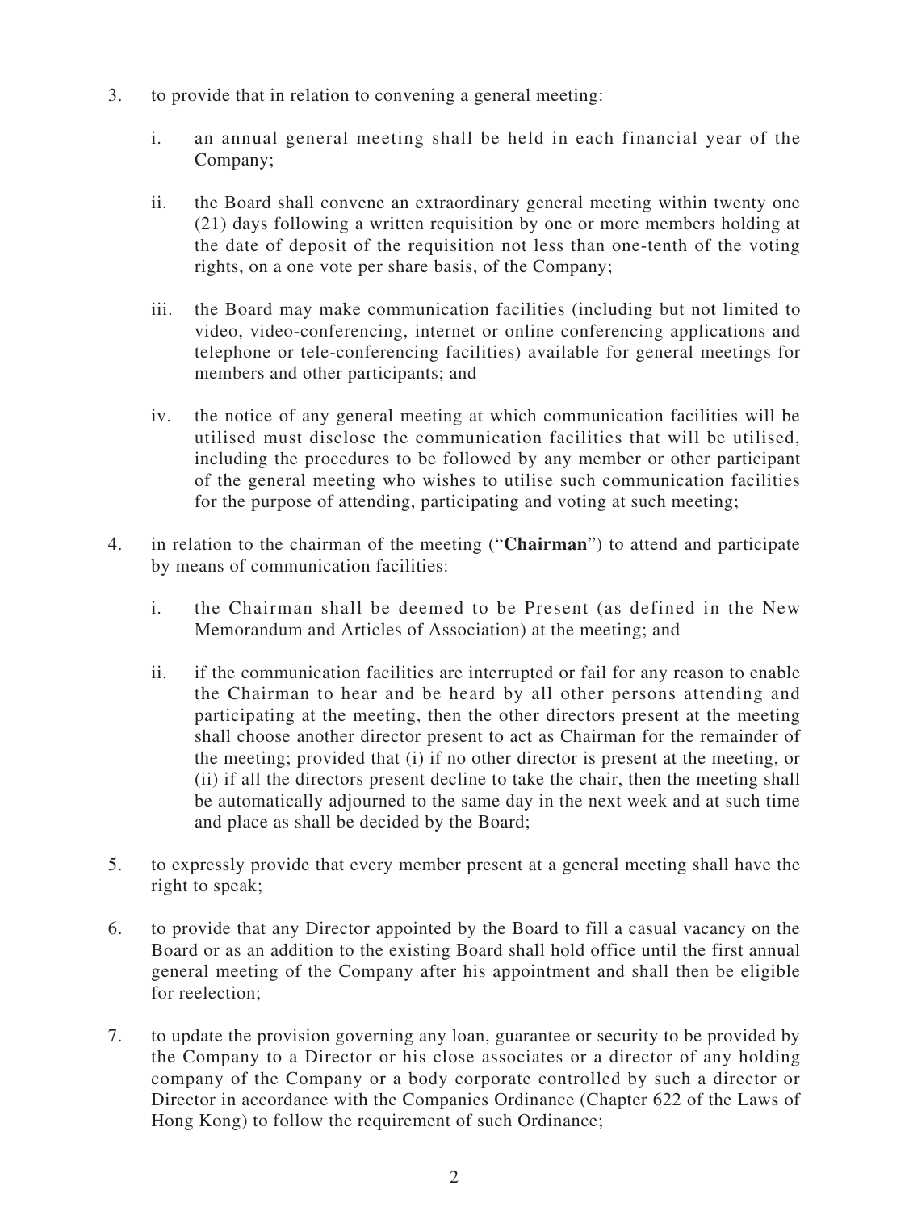3. to provide that in relation to convening a general meeting:

   i. an annual general meeting shall be held in each financial year of the Company;

   ii. the Board shall convene an extraordinary general meeting within twenty one (21) days following a written requisition by one or more members holding at the date of deposit of the requisition not less than one-tenth of the voting rights, on a one vote per share basis, of the Company;

   iii. the Board may make communication facilities (including but not limited to video, video-conferencing, internet or online conferencing applications and telephone or tele-conferencing facilities) available for general meetings for members and other participants; and

   iv. the notice of any general meeting at which communication facilities will be utilised must disclose the communication facilities that will be utilised, including the procedures to be followed by any member or other participant of the general meeting who wishes to utilise such communication facilities for the purpose of attending, participating and voting at such meeting;

4. in relation to the chairman of the meeting ("**Chairman**") to attend and participate by means of communication facilities:

   i. the Chairman shall be deemed to be Present (as defined in the New Memorandum and Articles of Association) at the meeting; and

   ii. if the communication facilities are interrupted or fail for any reason to enable the Chairman to hear and be heard by all other persons attending and participating at the meeting, then the other directors present at the meeting shall choose another director present to act as Chairman for the remainder of the meeting; provided that (i) if no other director is present at the meeting, or (ii) if all the directors present decline to take the chair, then the meeting shall be automatically adjourned to the same day in the next week and at such time and place as shall be decided by the Board;

5. to expressly provide that every member present at a general meeting shall have the right to speak;

6. to provide that any Director appointed by the Board to fill a casual vacancy on the Board or as an addition to the existing Board shall hold office until the first annual general meeting of the Company after his appointment and shall then be eligible for reelection;

7. to update the provision governing any loan, guarantee or security to be provided by the Company to a Director or his close associates or a director of any holding company of the Company or a body corporate controlled by such a director or Director in accordance with the Companies Ordinance (Chapter 622 of the Laws of Hong Kong) to follow the requirement of such Ordinance;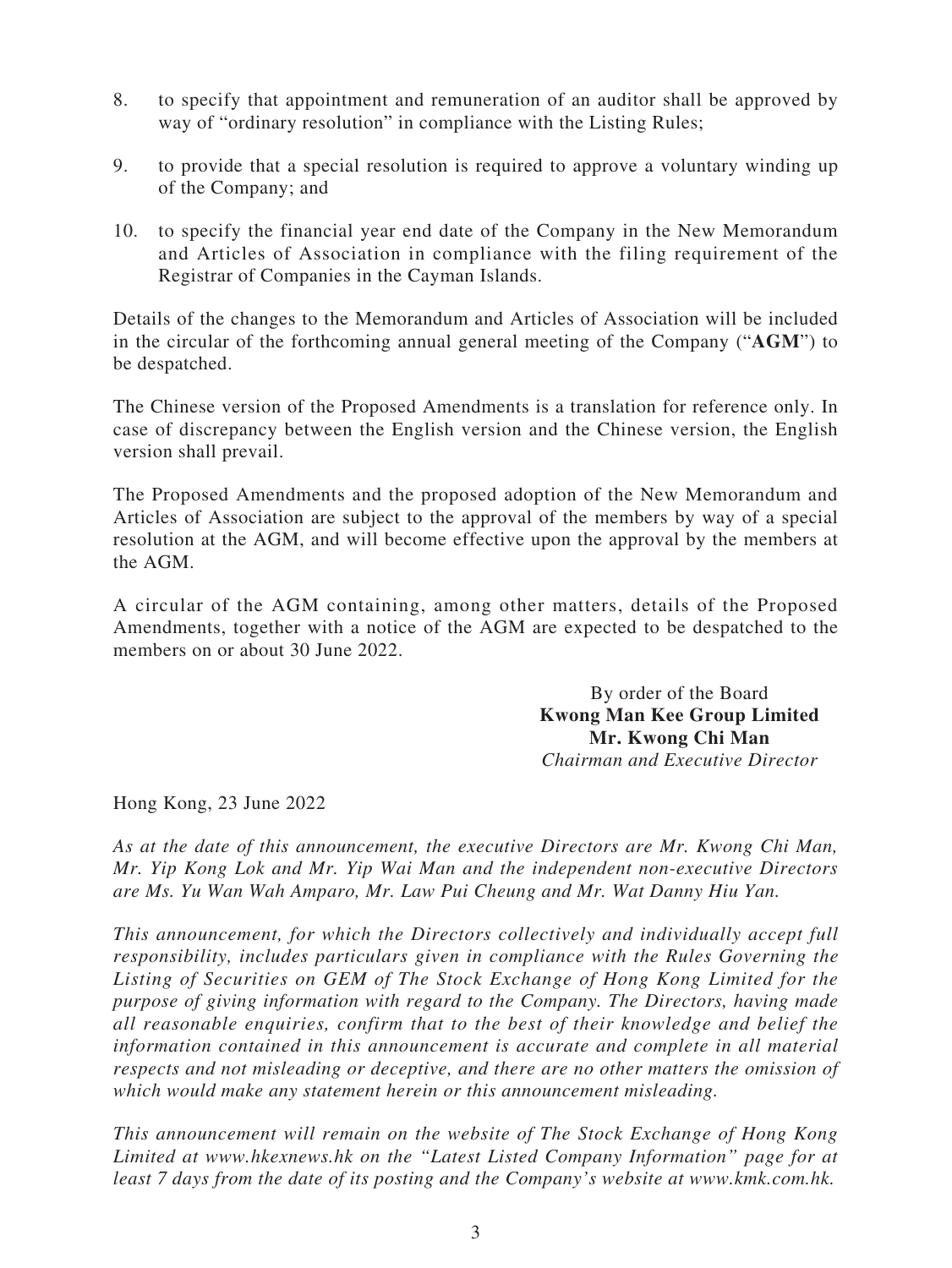8. to specify that appointment and remuneration of an auditor shall be approved by way of "ordinary resolution" in compliance with the Listing Rules;

9. to provide that a special resolution is required to approve a voluntary winding up of the Company; and

10. to specify the financial year end date of the Company in the New Memorandum and Articles of Association in compliance with the filing requirement of the Registrar of Companies in the Cayman Islands.

Details of the changes to the Memorandum and Articles of Association will be included in the circular of the forthcoming annual general meeting of the Company ("**AGM**") to be despatched.

The Chinese version of the Proposed Amendments is a translation for reference only. In case of discrepancy between the English version and the Chinese version, the English version shall prevail.

The Proposed Amendments and the proposed adoption of the New Memorandum and Articles of Association are subject to the approval of the members by way of a special resolution at the AGM, and will become effective upon the approval by the members at the AGM.

A circular of the AGM containing, among other matters, details of the Proposed Amendments, together with a notice of the AGM are expected to be despatched to the members on or about 30 June 2022.

By order of the Board
**Kwong Man Kee Group Limited**
**Mr. Kwong Chi Man**
*Chairman and Executive Director*

Hong Kong, 23 June 2022

*As at the date of this announcement, the executive Directors are Mr. Kwong Chi Man, Mr. Yip Kong Lok and Mr. Yip Wai Man and the independent non-executive Directors are Ms. Yu Wan Wah Amparo, Mr. Law Pui Cheung and Mr. Wat Danny Hiu Yan.*

*This announcement, for which the Directors collectively and individually accept full responsibility, includes particulars given in compliance with the Rules Governing the Listing of Securities on GEM of The Stock Exchange of Hong Kong Limited for the purpose of giving information with regard to the Company. The Directors, having made all reasonable enquiries, confirm that to the best of their knowledge and belief the information contained in this announcement is accurate and complete in all material respects and not misleading or deceptive, and there are no other matters the omission of which would make any statement herein or this announcement misleading.*

*This announcement will remain on the website of The Stock Exchange of Hong Kong Limited at www.hkexnews.hk on the "Latest Listed Company Information" page for at least 7 days from the date of its posting and the Company's website at www.kmk.com.hk.*